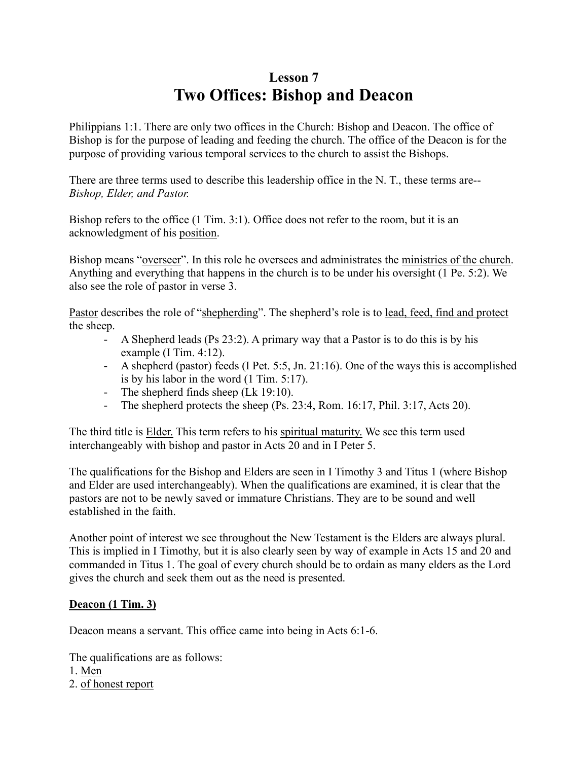# Lesson 7

# Two Offices: Bishop and Deacon

Philippians 1:1. There are only two offices in the Church: Bishop and Deacon. The office of Bishop is for the purpose of leading and feeding the church. The office of the Deacon is for the purpose of providing various temporal services to the church to assist the Bishops.

There are three terms used to describe this leadership office in the N. T., these terms are-- *Bishop, Elder, and Pastor.*

<u>Bishop</u> refers to the office (1 Tim. 3:1). Office does not refer to the room, but it is an acknowledgment of his <u>position</u>.

Bishop means "<u>overseer</u>". In this role he oversees and administrates the <u>ministries of the church</u>. Anything and everything that happens in the church is to be under his oversight (1 Pe. 5:2). We also see the role of pastor in verse 3.

<u>Pastor</u> describes the role of "<u>shepherding</u>". The shepherd's role is to <u>lead, feed, find and protect</u> the sheep.

- A Shepherd leads (Ps 23:2). A primary way that a Pastor is to do this is by his example (I Tim. 4:12).
- A shepherd (pastor) feeds (I Pet. 5:5, Jn. 21:16). One of the ways this is accomplished is by his labor in the word (1 Tim. 5:17).
- The shepherd finds sheep (Lk 19:10).
- The shepherd protects the sheep (Ps. 23:4, Rom. 16:17, Phil. 3:17, Acts 20).

The third title is <u>Elder.</u> This term refers to his <u>spiritual maturity.</u> We see this term used interchangeably with bishop and pastor in Acts 20 and in I Peter 5.

The qualifications for the Bishop and Elders are seen in I Timothy 3 and Titus 1 (where Bishop and Elder are used interchangeably). When the qualifications are examined, it is clear that the pastors are not to be newly saved or immature Christians. They are to be sound and well established in the faith.

Another point of interest we see throughout the New Testament is the Elders are always plural. This is implied in I Timothy, but it is also clearly seen by way of example in Acts 15 and 20 and commanded in Titus 1. The goal of every church should be to ordain as many elders as the Lord gives the church and seek them out as the need is presented.

### <u>**Deacon (1 Tim. 3)**</u>

Deacon means a servant. This office came into being in Acts 6:1-6.

The qualifications are as follows:

1. <u>Men</u>
2. <u>of honest report</u>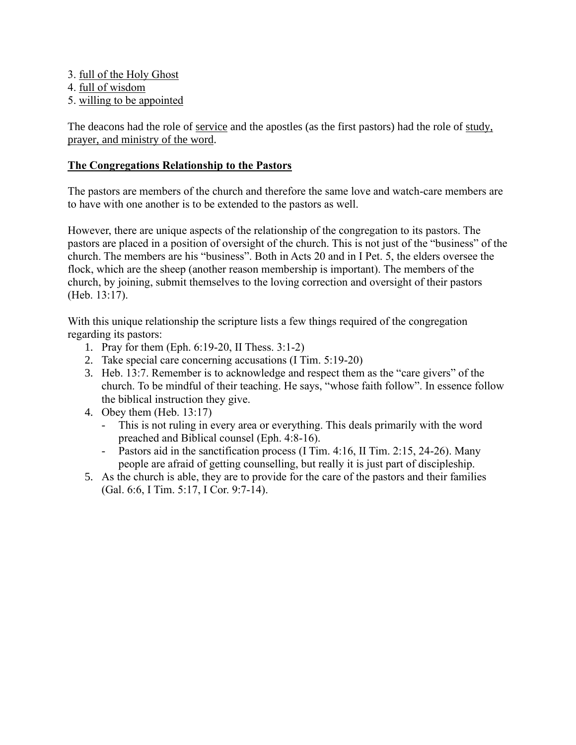3. <u>full of the Holy Ghost</u>
4. <u>full of wisdom</u>
5. <u>willing to be appointed</u>

The deacons had the role of <u>service</u> and the apostles (as the first pastors) had the role of <u>study, prayer, and ministry of the word</u>.

**<u>The Congregations Relationship to the Pastors</u>**

The pastors are members of the church and therefore the same love and watch-care members are to have with one another is to be extended to the pastors as well.

However, there are unique aspects of the relationship of the congregation to its pastors. The pastors are placed in a position of oversight of the church. This is not just of the "business" of the church. The members are his "business". Both in Acts 20 and in I Pet. 5, the elders oversee the flock, which are the sheep (another reason membership is important). The members of the church, by joining, submit themselves to the loving correction and oversight of their pastors (Heb. 13:17).

With this unique relationship the scripture lists a few things required of the congregation regarding its pastors:

1. Pray for them (Eph. 6:19-20, II Thess. 3:1-2)
2. Take special care concerning accusations (I Tim. 5:19-20)
3. Heb. 13:7. Remember is to acknowledge and respect them as the "care givers" of the church. To be mindful of their teaching. He says, "whose faith follow". In essence follow the biblical instruction they give.
4. Obey them (Heb. 13:17)
   - This is not ruling in every area or everything. This deals primarily with the word preached and Biblical counsel (Eph. 4:8-16).
   - Pastors aid in the sanctification process (I Tim. 4:16, II Tim. 2:15, 24-26). Many people are afraid of getting counselling, but really it is just part of discipleship.
5. As the church is able, they are to provide for the care of the pastors and their families (Gal. 6:6, I Tim. 5:17, I Cor. 9:7-14).